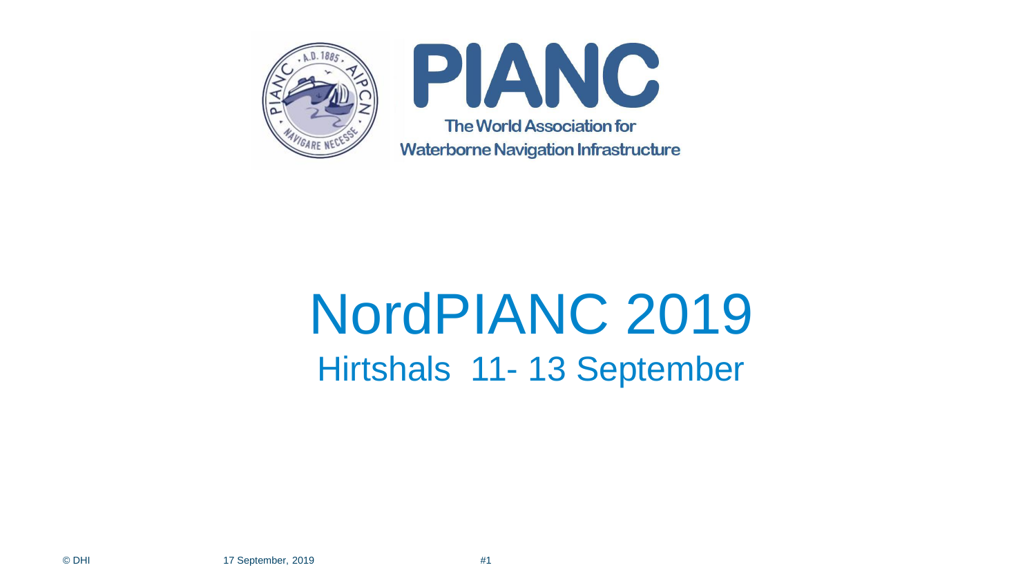PIANC

The World Association for Waterborne Navigation Infrastructure

# NordPIANC 2019

## Hirtshals 11- 13 September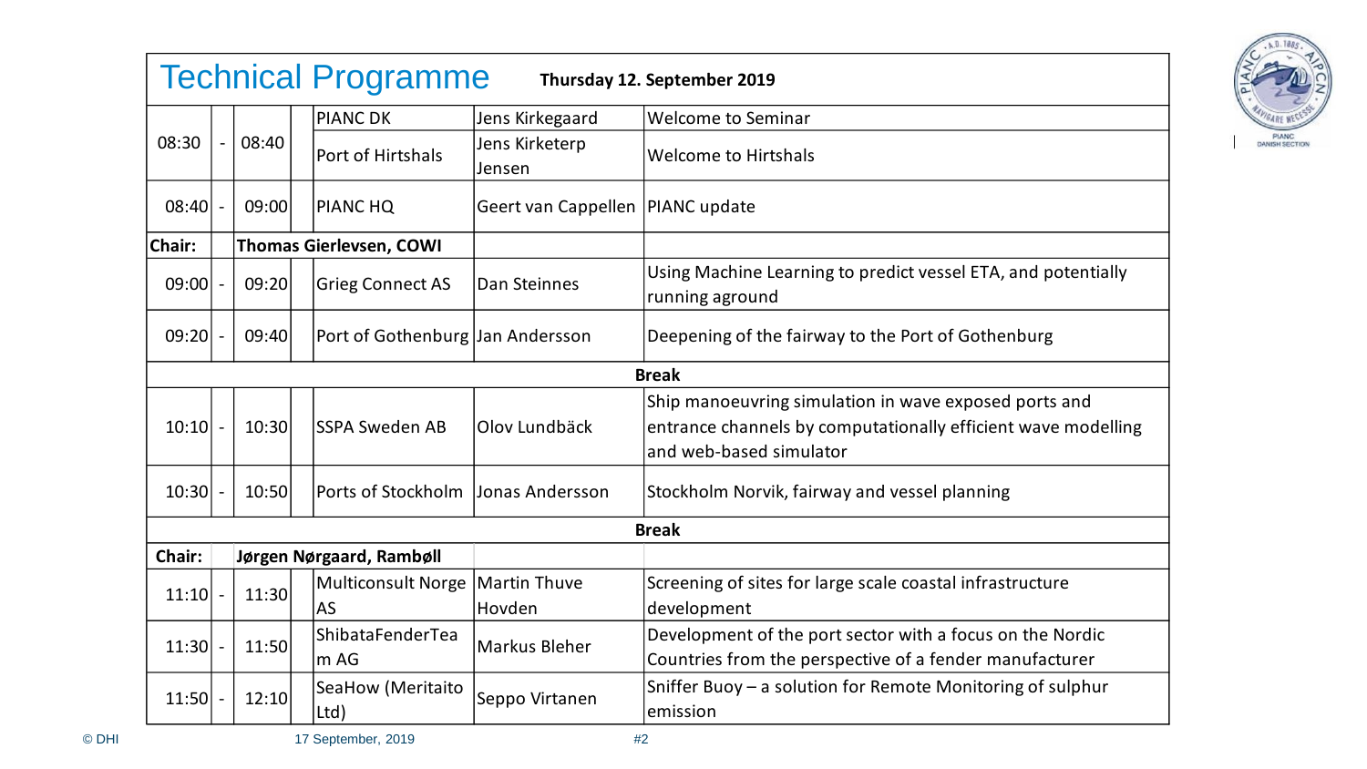# Technical Programme

**Thursday 12. September 2019**

| Start | | End | Organisation | Speaker | Title |
|---|---|---|---|---|---|
| 08:30 | - | 08:40 | PIANC DK | Jens Kirkegaard | Welcome to Seminar |
| | | | Port of Hirtshals | Jens Kirketerp Jensen | Welcome to Hirtshals |
| 08:40 | - | 09:00 | PIANC HQ | Geert van Cappellen | PIANC update |
| **Chair:** | | **Thomas Gierlevsen, COWI** | | | |
| 09:00 | - | 09:20 | Grieg Connect AS | Dan Steinnes | Using Machine Learning to predict vessel ETA, and potentially running aground |
| 09:20 | - | 09:40 | Port of Gothenburg | Jan Andersson | Deepening of the fairway to the Port of Gothenburg |
| | | | | | **Break** |
| 10:10 | - | 10:30 | SSPA Sweden AB | Olov Lundbäck | Ship manoeuvring simulation in wave exposed ports and entrance channels by computationally efficient wave modelling and web-based simulator |
| 10:30 | - | 10:50 | Ports of Stockholm | Jonas Andersson | Stockholm Norvik, fairway and vessel planning |
| | | | | | **Break** |
| **Chair:** | | **Jørgen Nørgaard, Rambøll** | | | |
| 11:10 | - | 11:30 | Multiconsult Norge AS | Martin Thuve Hovden | Screening of sites for large scale coastal infrastructure development |
| 11:30 | - | 11:50 | ShibataFenderTeam AG | Markus Bleher | Development of the port sector with a focus on the Nordic Countries from the perspective of a fender manufacturer |
| 11:50 | - | 12:10 | SeaHow (Meritaito Ltd) | Seppo Virtanen | Sniffer Buoy – a solution for Remote Monitoring of sulphur emission |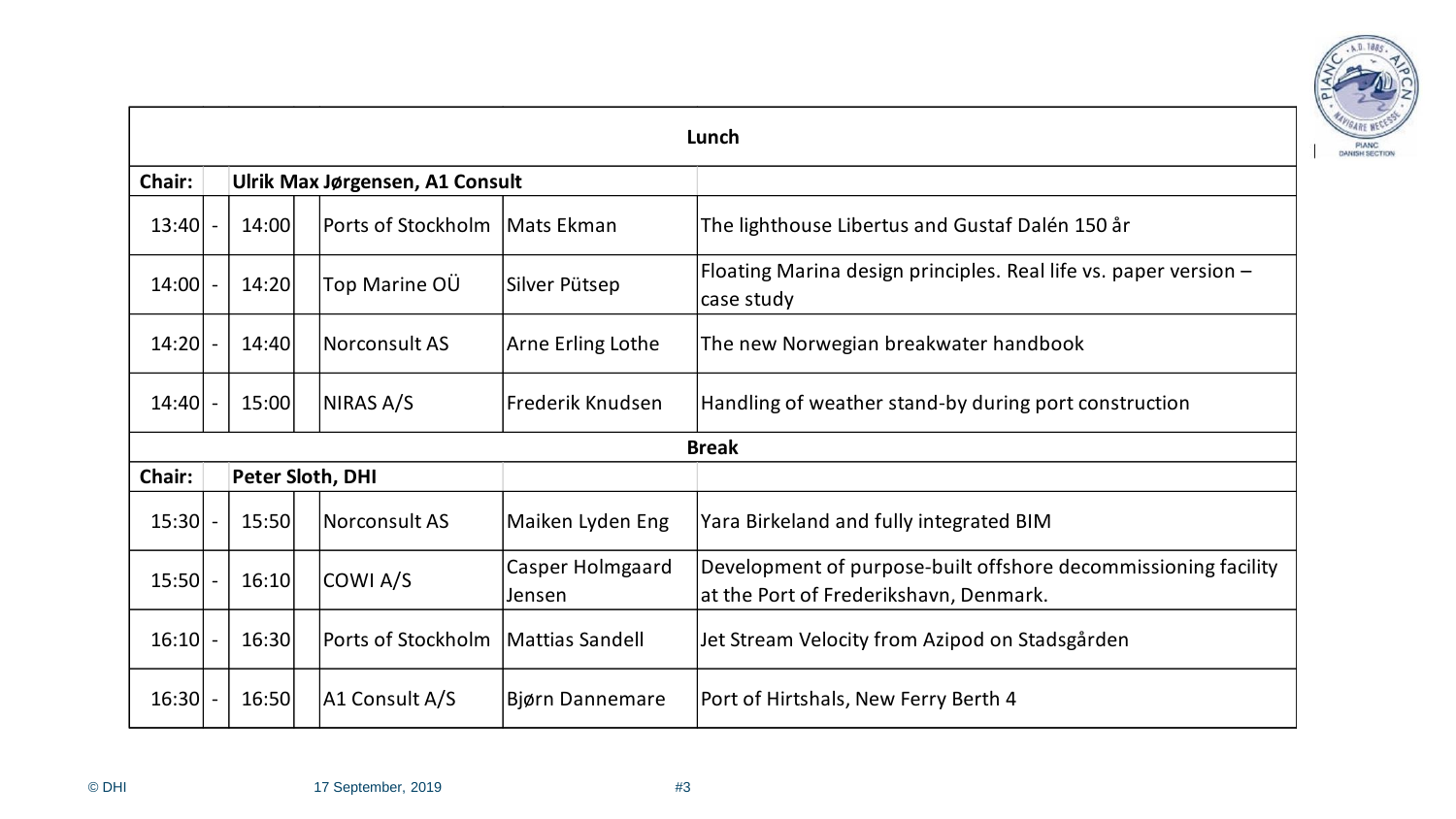| Lunch | | | | | |
|---|---|---|---|---|---|
| **Chair:** | **Ulrik Max Jørgensen, A1 Consult** | | | | |
| 13:40 | - | 14:00 | Ports of Stockholm | Mats Ekman | The lighthouse Libertus and Gustaf Dalén 150 år |
| 14:00 | - | 14:20 | Top Marine OÜ | Silver Pütsep | Floating Marina design principles. Real life vs. paper version – case study |
| 14:20 | - | 14:40 | Norconsult AS | Arne Erling Lothe | The new Norwegian breakwater handbook |
| 14:40 | - | 15:00 | NIRAS A/S | Frederik Knudsen | Handling of weather stand-by during port construction |
| **Break** | | | | | |
| **Chair:** | **Peter Sloth, DHI** | | | | |
| 15:30 | - | 15:50 | Norconsult AS | Maiken Lyden Eng | Yara Birkeland and fully integrated BIM |
| 15:50 | - | 16:10 | COWI A/S | Casper Holmgaard Jensen | Development of purpose-built offshore decommissioning facility at the Port of Frederikshavn, Denmark. |
| 16:10 | - | 16:30 | Ports of Stockholm | Mattias Sandell | Jet Stream Velocity from Azipod on Stadsgården |
| 16:30 | - | 16:50 | A1 Consult A/S | Bjørn Dannemare | Port of Hirtshals, New Ferry Berth 4 |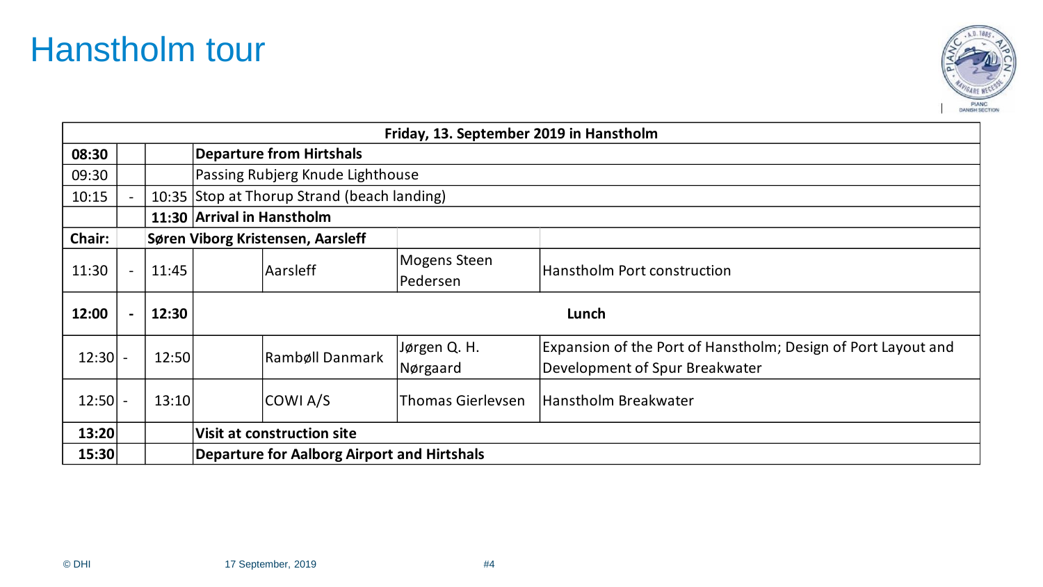# Hanstholm tour

| | | | | | | |
|---|---|---|---|---|---|---|
| **Friday, 13. September 2019 in Hanstholm** | | | | | | |
| **08:30** | | | **Departure from Hirtshals** | | | |
| 09:30 | | | Passing Rubjerg Knude Lighthouse | | | |
| 10:15 | - | 10:35 | Stop at Thorup Strand (beach landing) | | | |
| | | **11:30** | **Arrival in Hanstholm** | | | |
| **Chair:** | | **Søren Viborg Kristensen, Aarsleff** | | | | |
| 11:30 | - | 11:45 | | Aarsleff | Mogens Steen Pedersen | Hanstholm Port construction |
| **12:00** | **-** | **12:30** | **Lunch** | | | |
| 12:30 | - | 12:50 | | Rambøll Danmark | Jørgen Q. H. Nørgaard | Expansion of the Port of Hanstholm; Design of Port Layout and Development of Spur Breakwater |
| 12:50 | - | 13:10 | | COWI A/S | Thomas Gierlevsen | Hanstholm Breakwater |
| **13:20** | | | **Visit at construction site** | | | |
| **15:30** | | | **Departure for Aalborg Airport and Hirtshals** | | | |